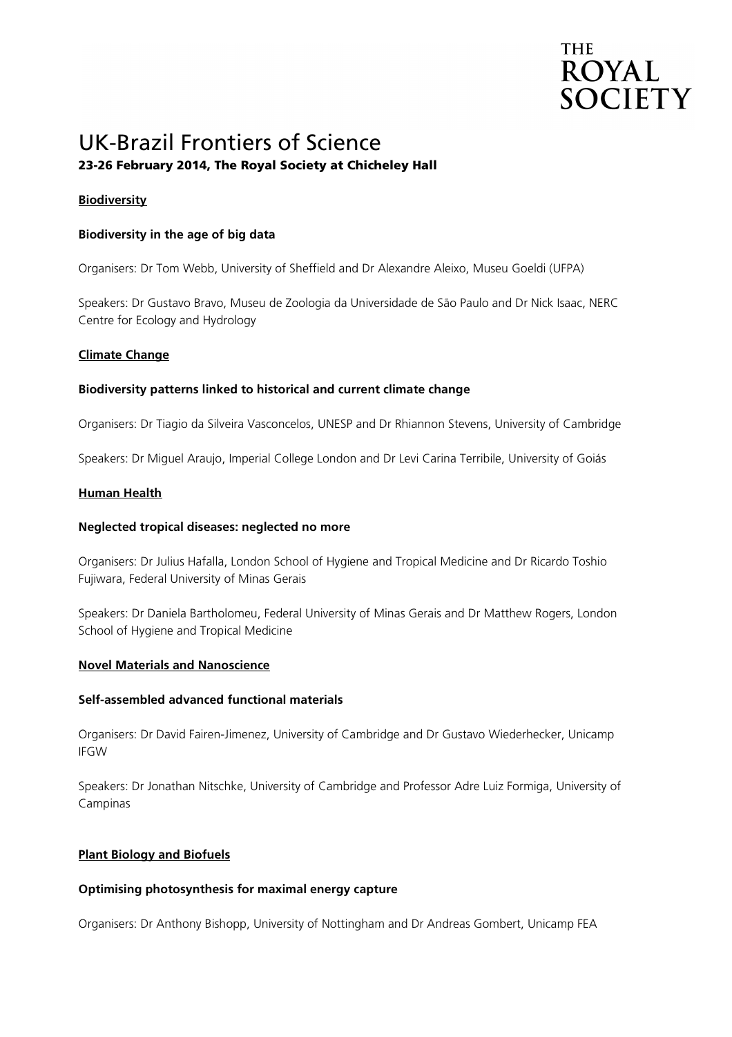THE ROYAL SOCIETY

# UK-Brazil Frontiers of Science

**23-26 February 2014, The Royal Society at Chicheley Hall**

## Biodiversity

### Biodiversity in the age of big data

Organisers: Dr Tom Webb, University of Sheffield and Dr Alexandre Aleixo, Museu Goeldi (UFPA)

Speakers: Dr Gustavo Bravo, Museu de Zoologia da Universidade de São Paulo and Dr Nick Isaac, NERC Centre for Ecology and Hydrology

## Climate Change

### Biodiversity patterns linked to historical and current climate change

Organisers: Dr Tiagio da Silveira Vasconcelos, UNESP and Dr Rhiannon Stevens, University of Cambridge

Speakers: Dr Miguel Araujo, Imperial College London and Dr Levi Carina Terribile, University of Goiás

## Human Health

### Neglected tropical diseases: neglected no more

Organisers: Dr Julius Hafalla, London School of Hygiene and Tropical Medicine and Dr Ricardo Toshio Fujiwara, Federal University of Minas Gerais

Speakers: Dr Daniela Bartholomeu, Federal University of Minas Gerais and Dr Matthew Rogers, London School of Hygiene and Tropical Medicine

## Novel Materials and Nanoscience

### Self-assembled advanced functional materials

Organisers: Dr David Fairen-Jimenez, University of Cambridge and Dr Gustavo Wiederhecker, Unicamp IFGW

Speakers: Dr Jonathan Nitschke, University of Cambridge and Professor Adre Luiz Formiga, University of Campinas

## Plant Biology and Biofuels

### Optimising photosynthesis for maximal energy capture

Organisers: Dr Anthony Bishopp, University of Nottingham and Dr Andreas Gombert, Unicamp FEA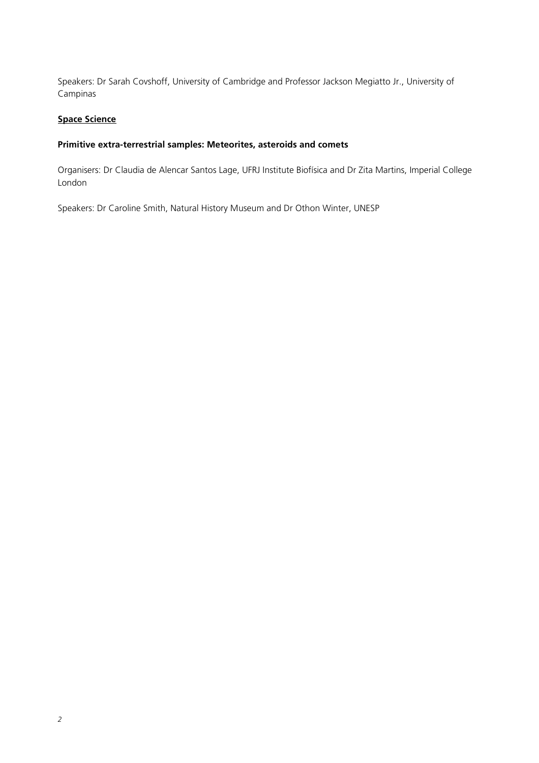Speakers: Dr Sarah Covshoff, University of Cambridge and Professor Jackson Megiatto Jr., University of Campinas

**Space Science**

**Primitive extra-terrestrial samples: Meteorites, asteroids and comets**

Organisers: Dr Claudia de Alencar Santos Lage, UFRJ Institute Biofísica and Dr Zita Martins, Imperial College London

Speakers: Dr Caroline Smith, Natural History Museum and Dr Othon Winter, UNESP